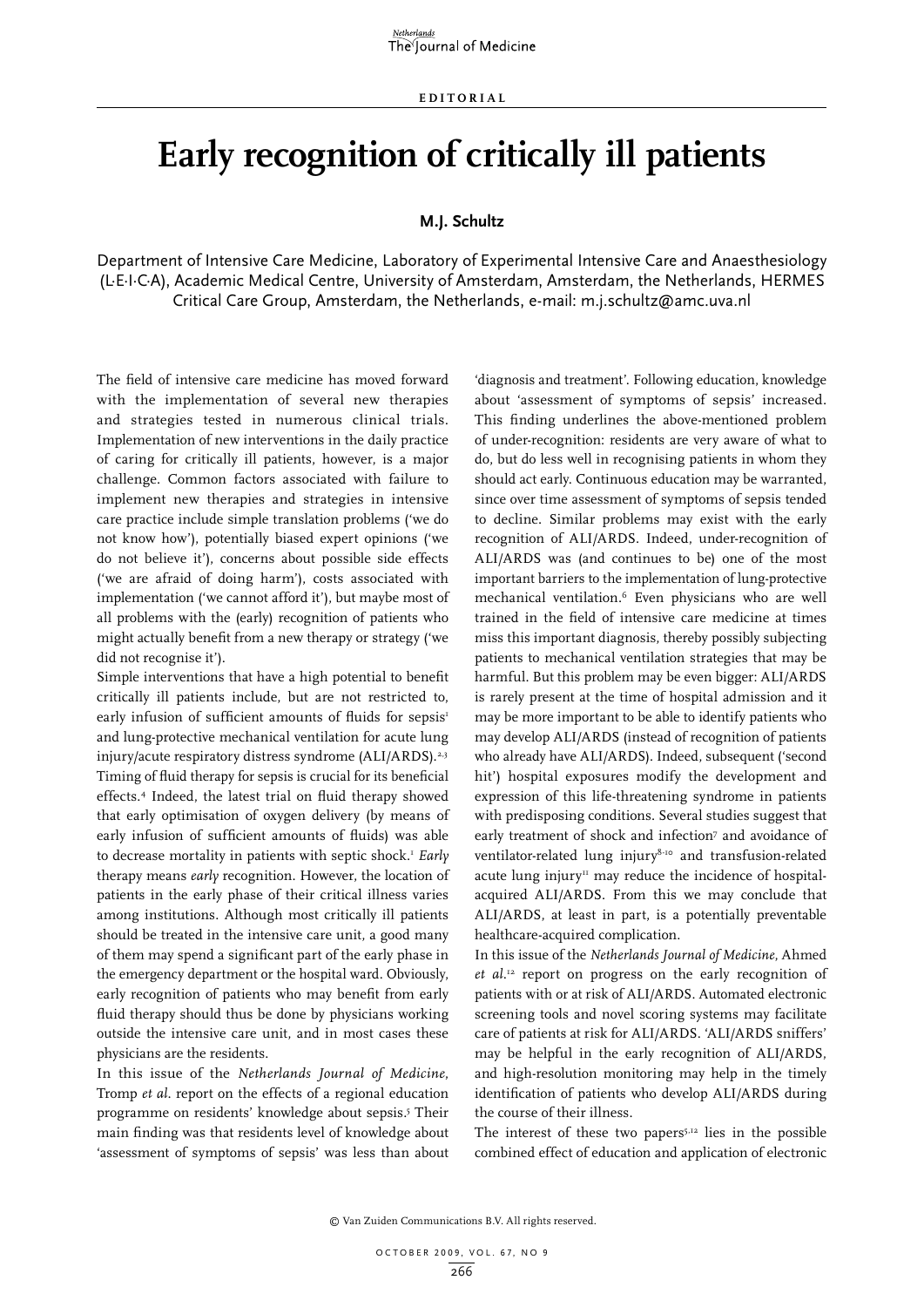EDITORIAL

# Early recognition of critically ill patients

**M.J. Schultz**

Department of Intensive Care Medicine, Laboratory of Experimental Intensive Care and Anaesthesiology (L·E·I·C·A), Academic Medical Centre, University of Amsterdam, Amsterdam, the Netherlands, HERMES Critical Care Group, Amsterdam, the Netherlands, e-mail: m.j.schultz@amc.uva.nl

The field of intensive care medicine has moved forward with the implementation of several new therapies and strategies tested in numerous clinical trials. Implementation of new interventions in the daily practice of caring for critically ill patients, however, is a major challenge. Common factors associated with failure to implement new therapies and strategies in intensive care practice include simple translation problems ('we do not know how'), potentially biased expert opinions ('we do not believe it'), concerns about possible side effects ('we are afraid of doing harm'), costs associated with implementation ('we cannot afford it'), but maybe most of all problems with the (early) recognition of patients who might actually benefit from a new therapy or strategy ('we did not recognise it').

Simple interventions that have a high potential to benefit critically ill patients include, but are not restricted to, early infusion of sufficient amounts of fluids for sepsis[1] and lung-protective mechanical ventilation for acute lung injury/acute respiratory distress syndrome (ALI/ARDS).[2,3] Timing of fluid therapy for sepsis is crucial for its beneficial effects.[4] Indeed, the latest trial on fluid therapy showed that early optimisation of oxygen delivery (by means of early infusion of sufficient amounts of fluids) was able to decrease mortality in patients with septic shock.[1] *Early* therapy means *early* recognition. However, the location of patients in the early phase of their critical illness varies among institutions. Although most critically ill patients should be treated in the intensive care unit, a good many of them may spend a significant part of the early phase in the emergency department or the hospital ward. Obviously, early recognition of patients who may benefit from early fluid therapy should thus be done by physicians working outside the intensive care unit, and in most cases these physicians are the residents.

In this issue of the *Netherlands Journal of Medicine*, Tromp *et al.* report on the effects of a regional education programme on residents' knowledge about sepsis.[5] Their main finding was that residents level of knowledge about 'assessment of symptoms of sepsis' was less than about 'diagnosis and treatment'. Following education, knowledge about 'assessment of symptoms of sepsis' increased. This finding underlines the above-mentioned problem of under-recognition: residents are very aware of what to do, but do less well in recognising patients in whom they should act early. Continuous education may be warranted, since over time assessment of symptoms of sepsis tended to decline. Similar problems may exist with the early recognition of ALI/ARDS. Indeed, under-recognition of ALI/ARDS was (and continues to be) one of the most important barriers to the implementation of lung-protective mechanical ventilation.[6] Even physicians who are well trained in the field of intensive care medicine at times miss this important diagnosis, thereby possibly subjecting patients to mechanical ventilation strategies that may be harmful. But this problem may be even bigger: ALI/ARDS is rarely present at the time of hospital admission and it may be more important to be able to identify patients who may develop ALI/ARDS (instead of recognition of patients who already have ALI/ARDS). Indeed, subsequent ('second hit') hospital exposures modify the development and expression of this life-threatening syndrome in patients with predisposing conditions. Several studies suggest that early treatment of shock and infection[7] and avoidance of ventilator-related lung injury[8-10] and transfusion-related acute lung injury[11] may reduce the incidence of hospital-acquired ALI/ARDS. From this we may conclude that ALI/ARDS, at least in part, is a potentially preventable healthcare-acquired complication.

In this issue of the *Netherlands Journal of Medicine*, Ahmed *et al.*[12] report on progress on the early recognition of patients with or at risk of ALI/ARDS. Automated electronic screening tools and novel scoring systems may facilitate care of patients at risk for ALI/ARDS. 'ALI/ARDS sniffers' may be helpful in the early recognition of ALI/ARDS, and high-resolution monitoring may help in the timely identification of patients who develop ALI/ARDS during the course of their illness.

The interest of these two papers[5,12] lies in the possible combined effect of education and application of electronic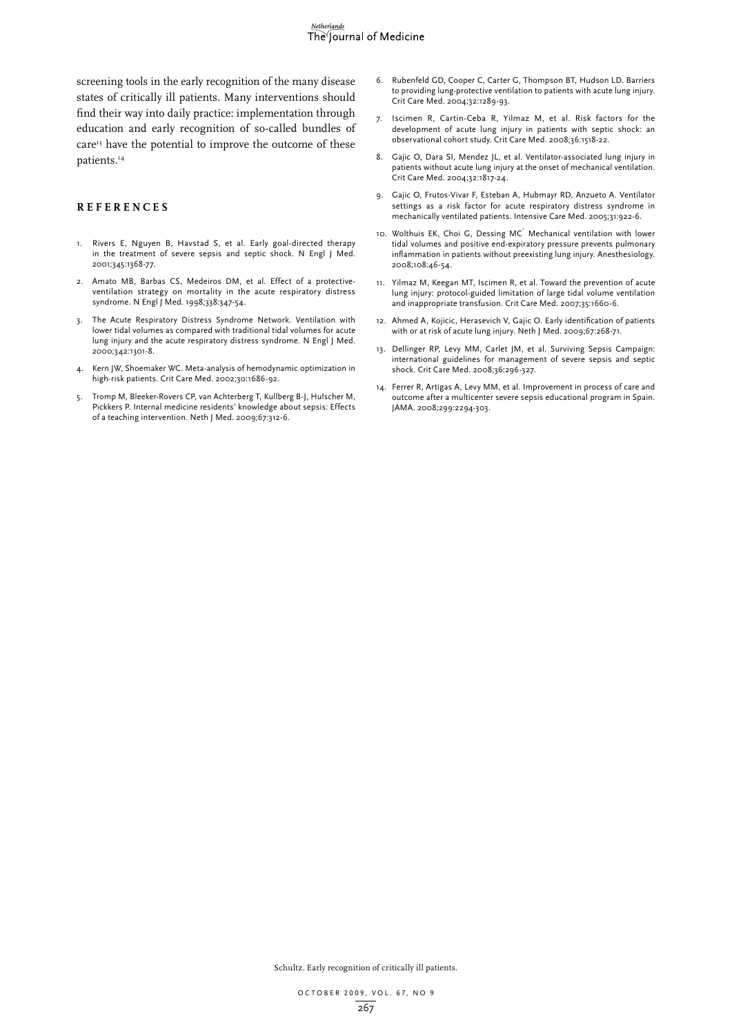screening tools in the early recognition of the many disease states of critically ill patients. Many interventions should find their way into daily practice: implementation through education and early recognition of so-called bundles of care[13] have the potential to improve the outcome of these patients.[14]

## REFERENCES

1. Rivers E, Nguyen B, Havstad S, et al. Early goal-directed therapy in the treatment of severe sepsis and septic shock. N Engl J Med. 2001;345:1368-77.
2. Amato MB, Barbas CS, Medeiros DM, et al. Effect of a protective-ventilation strategy on mortality in the acute respiratory distress syndrome. N Engl J Med. 1998;338:347-54.
3. The Acute Respiratory Distress Syndrome Network. Ventilation with lower tidal volumes as compared with traditional tidal volumes for acute lung injury and the acute respiratory distress syndrome. N Engl J Med. 2000;342:1301-8.
4. Kern JW, Shoemaker WC. Meta-analysis of hemodynamic optimization in high-risk patients. Crit Care Med. 2002;30:1686-92.
5. Tromp M, Bleeker-Rovers CP, van Achterberg T, Kullberg B-J, Hulscher M, Pickkers P. Internal medicine residents' knowledge about sepsis: Effects of a teaching intervention. Neth J Med. 2009;67:312-6.
6. Rubenfeld GD, Cooper C, Carter G, Thompson BT, Hudson LD. Barriers to providing lung-protective ventilation to patients with acute lung injury. Crit Care Med. 2004;32:1289-93.
7. Iscimen R, Cartin-Ceba R, Yilmaz M, et al. Risk factors for the development of acute lung injury in patients with septic shock: an observational cohort study. Crit Care Med. 2008;36:1518-22.
8. Gajic O, Dara SI, Mendez JL, et al. Ventilator-associated lung injury in patients without acute lung injury at the onset of mechanical ventilation. Crit Care Med. 2004;32:1817-24.
9. Gajic O, Frutos-Vivar F, Esteban A, Hubmayr RD, Anzueto A. Ventilator settings as a risk factor for acute respiratory distress syndrome in mechanically ventilated patients. Intensive Care Med. 2005;31:922-6.
10. Wolthuis EK, Choi G, Dessing MC, Mechanical ventilation with lower tidal volumes and positive end-expiratory pressure prevents pulmonary inflammation in patients without preexisting lung injury. Anesthesiology. 2008;108:46-54.
11. Yilmaz M, Keegan MT, Iscimen R, et al. Toward the prevention of acute lung injury: protocol-guided limitation of large tidal volume ventilation and inappropriate transfusion. Crit Care Med. 2007;35:1660-6.
12. Ahmed A, Kojicic, Herasevich V, Gajic O. Early identification of patients with or at risk of acute lung injury. Neth J Med. 2009;67:268-71.
13. Dellinger RP, Levy MM, Carlet JM, et al. Surviving Sepsis Campaign: international guidelines for management of severe sepsis and septic shock. Crit Care Med. 2008;36:296-327.
14. Ferrer R, Artigas A, Levy MM, et al. Improvement in process of care and outcome after a multicenter severe sepsis educational program in Spain. JAMA. 2008;299:2294-303.